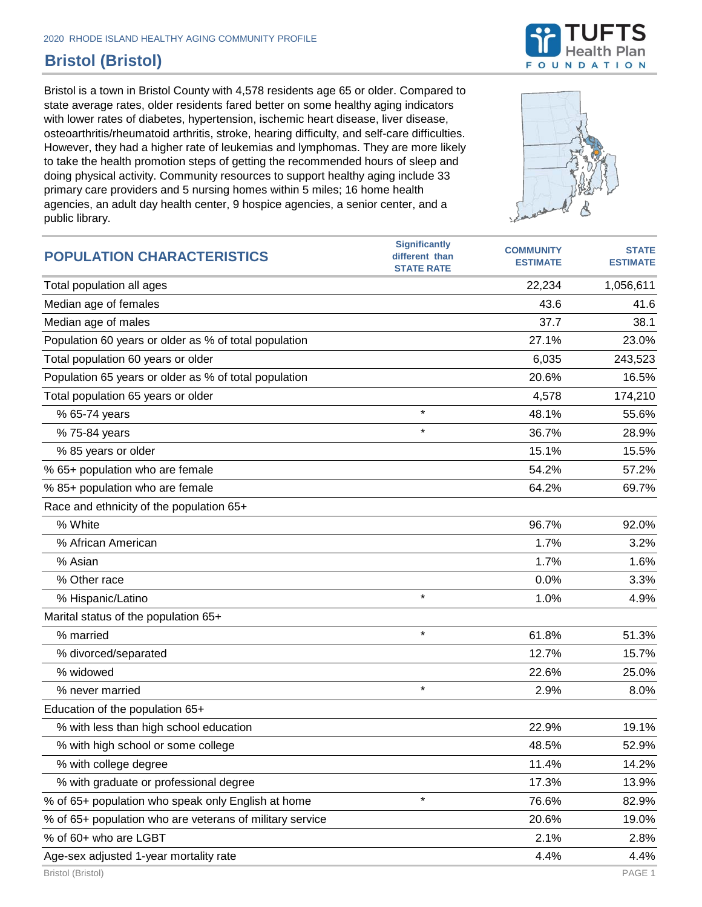2020 RHODE ISLAND HEALTHY AGING COMMUNITY PROFILE

# Bristol (Bristol)

Bristol is a town in Bristol County with 4,578 residents age 65 or older. Compared to state average rates, older residents fared better on some healthy aging indicators with lower rates of diabetes, hypertension, ischemic heart disease, liver disease, osteoarthritis/rheumatoid arthritis, stroke, hearing difficulty, and self-care difficulties. However, they had a higher rate of leukemias and lymphomas. They are more likely to take the health promotion steps of getting the recommended hours of sleep and doing physical activity. Community resources to support healthy aging include 33 primary care providers and 5 nursing homes within 5 miles; 16 home health agencies, an adult day health center, 9 hospice agencies, a senior center, and a public library.

| POPULATION CHARACTERISTICS | Significantly different than STATE RATE | COMMUNITY ESTIMATE | STATE ESTIMATE |
|---|---|---|---|
| Total population all ages | | 22,234 | 1,056,611 |
| Median age of females | | 43.6 | 41.6 |
| Median age of males | | 37.7 | 38.1 |
| Population 60 years or older as % of total population | | 27.1% | 23.0% |
| Total population 60 years or older | | 6,035 | 243,523 |
| Population 65 years or older as % of total population | | 20.6% | 16.5% |
| Total population 65 years or older | | 4,578 | 174,210 |
| % 65-74 years | * | 48.1% | 55.6% |
| % 75-84 years | * | 36.7% | 28.9% |
| % 85 years or older | | 15.1% | 15.5% |
| % 65+ population who are female | | 54.2% | 57.2% |
| % 85+ population who are female | | 64.2% | 69.7% |
| Race and ethnicity of the population 65+ | | | |
| % White | | 96.7% | 92.0% |
| % African American | | 1.7% | 3.2% |
| % Asian | | 1.7% | 1.6% |
| % Other race | | 0.0% | 3.3% |
| % Hispanic/Latino | * | 1.0% | 4.9% |
| Marital status of the population 65+ | | | |
| % married | * | 61.8% | 51.3% |
| % divorced/separated | | 12.7% | 15.7% |
| % widowed | | 22.6% | 25.0% |
| % never married | * | 2.9% | 8.0% |
| Education of the population 65+ | | | |
| % with less than high school education | | 22.9% | 19.1% |
| % with high school or some college | | 48.5% | 52.9% |
| % with college degree | | 11.4% | 14.2% |
| % with graduate or professional degree | | 17.3% | 13.9% |
| % of 65+ population who speak only English at home | * | 76.6% | 82.9% |
| % of 65+ population who are veterans of military service | | 20.6% | 19.0% |
| % of 60+ who are LGBT | | 2.1% | 2.8% |
| Age-sex adjusted 1-year mortality rate | | 4.4% | 4.4% |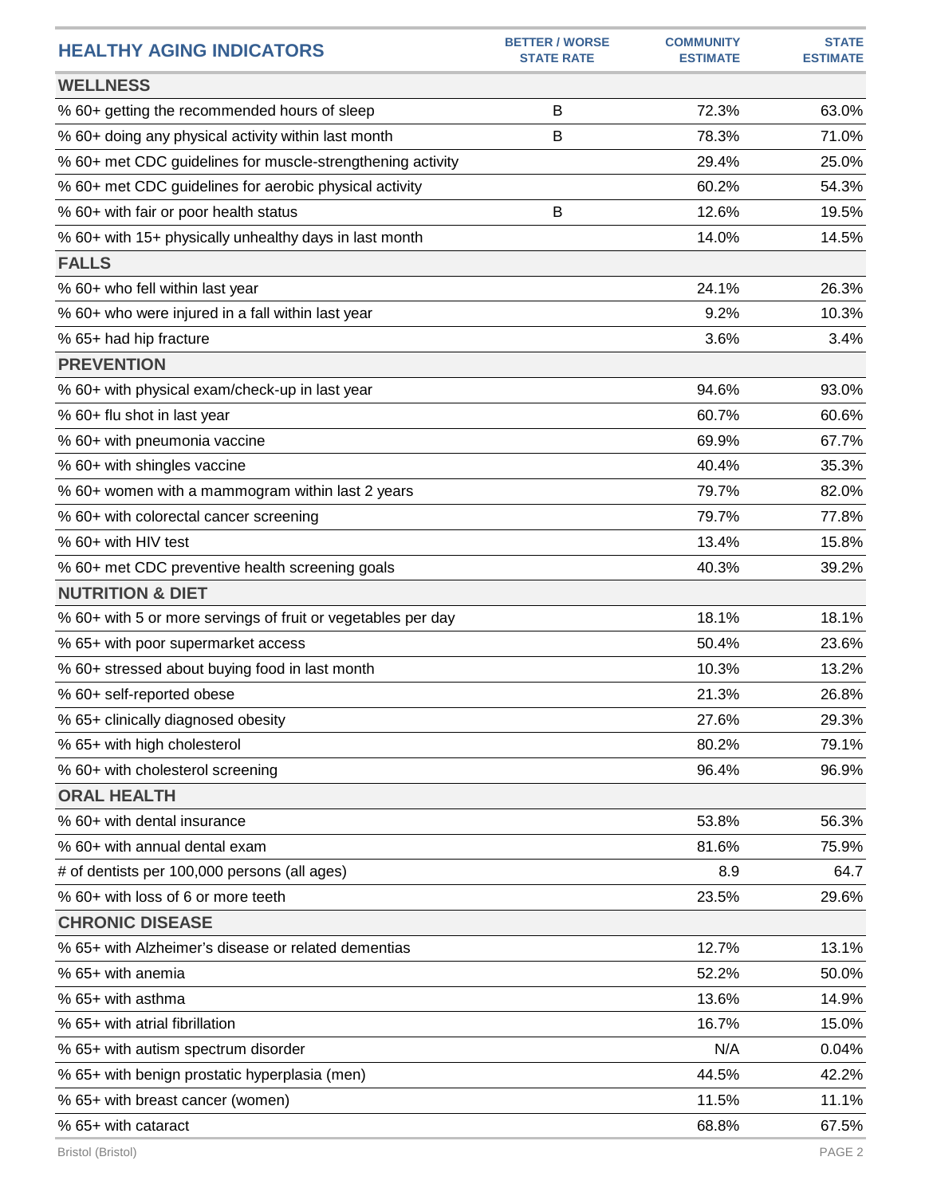| HEALTHY AGING INDICATORS | BETTER / WORSE STATE RATE | COMMUNITY ESTIMATE | STATE ESTIMATE |
|---|---|---|---|
| **WELLNESS** | | | |
| % 60+ getting the recommended hours of sleep | B | 72.3% | 63.0% |
| % 60+ doing any physical activity within last month | B | 78.3% | 71.0% |
| % 60+ met CDC guidelines for muscle-strengthening activity | | 29.4% | 25.0% |
| % 60+ met CDC guidelines for aerobic physical activity | | 60.2% | 54.3% |
| % 60+ with fair or poor health status | B | 12.6% | 19.5% |
| % 60+ with 15+ physically unhealthy days in last month | | 14.0% | 14.5% |
| **FALLS** | | | |
| % 60+ who fell within last year | | 24.1% | 26.3% |
| % 60+ who were injured in a fall within last year | | 9.2% | 10.3% |
| % 65+ had hip fracture | | 3.6% | 3.4% |
| **PREVENTION** | | | |
| % 60+ with physical exam/check-up in last year | | 94.6% | 93.0% |
| % 60+ flu shot in last year | | 60.7% | 60.6% |
| % 60+ with pneumonia vaccine | | 69.9% | 67.7% |
| % 60+ with shingles vaccine | | 40.4% | 35.3% |
| % 60+ women with a mammogram within last 2 years | | 79.7% | 82.0% |
| % 60+ with colorectal cancer screening | | 79.7% | 77.8% |
| % 60+ with HIV test | | 13.4% | 15.8% |
| % 60+ met CDC preventive health screening goals | | 40.3% | 39.2% |
| **NUTRITION & DIET** | | | |
| % 60+ with 5 or more servings of fruit or vegetables per day | | 18.1% | 18.1% |
| % 65+ with poor supermarket access | | 50.4% | 23.6% |
| % 60+ stressed about buying food in last month | | 10.3% | 13.2% |
| % 60+ self-reported obese | | 21.3% | 26.8% |
| % 65+ clinically diagnosed obesity | | 27.6% | 29.3% |
| % 65+ with high cholesterol | | 80.2% | 79.1% |
| % 60+ with cholesterol screening | | 96.4% | 96.9% |
| **ORAL HEALTH** | | | |
| % 60+ with dental insurance | | 53.8% | 56.3% |
| % 60+ with annual dental exam | | 81.6% | 75.9% |
| # of dentists per 100,000 persons (all ages) | | 8.9 | 64.7 |
| % 60+ with loss of 6 or more teeth | | 23.5% | 29.6% |
| **CHRONIC DISEASE** | | | |
| % 65+ with Alzheimer's disease or related dementias | | 12.7% | 13.1% |
| % 65+ with anemia | | 52.2% | 50.0% |
| % 65+ with asthma | | 13.6% | 14.9% |
| % 65+ with atrial fibrillation | | 16.7% | 15.0% |
| % 65+ with autism spectrum disorder | | N/A | 0.04% |
| % 65+ with benign prostatic hyperplasia (men) | | 44.5% | 42.2% |
| % 65+ with breast cancer (women) | | 11.5% | 11.1% |
| % 65+ with cataract | | 68.8% | 67.5% |

Bristol (Bristol)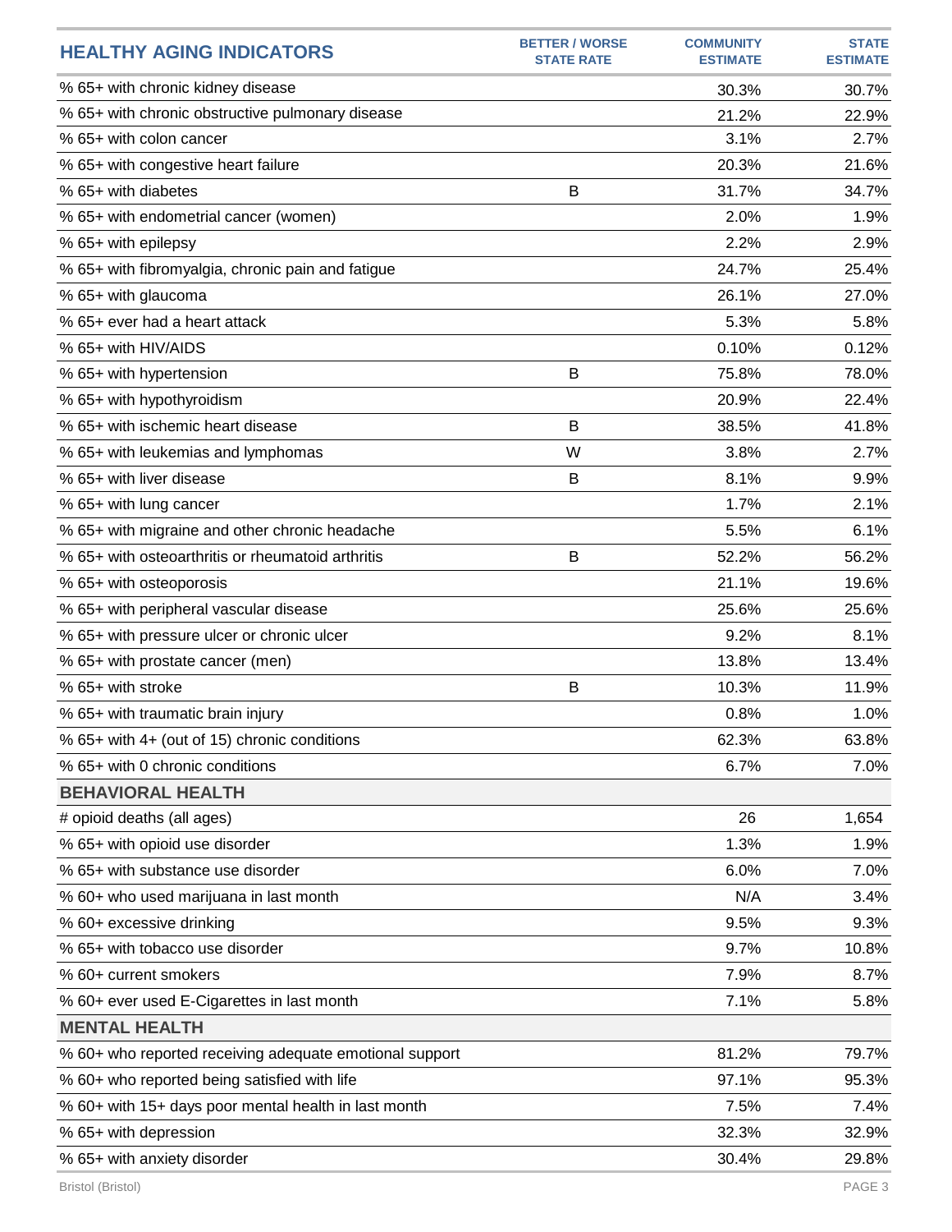| HEALTHY AGING INDICATORS | BETTER / WORSE STATE RATE | COMMUNITY ESTIMATE | STATE ESTIMATE |
|---|---|---|---|
| % 65+ with chronic kidney disease | | 30.3% | 30.7% |
| % 65+ with chronic obstructive pulmonary disease | | 21.2% | 22.9% |
| % 65+ with colon cancer | | 3.1% | 2.7% |
| % 65+ with congestive heart failure | | 20.3% | 21.6% |
| % 65+ with diabetes | B | 31.7% | 34.7% |
| % 65+ with endometrial cancer (women) | | 2.0% | 1.9% |
| % 65+ with epilepsy | | 2.2% | 2.9% |
| % 65+ with fibromyalgia, chronic pain and fatigue | | 24.7% | 25.4% |
| % 65+ with glaucoma | | 26.1% | 27.0% |
| % 65+ ever had a heart attack | | 5.3% | 5.8% |
| % 65+ with HIV/AIDS | | 0.10% | 0.12% |
| % 65+ with hypertension | B | 75.8% | 78.0% |
| % 65+ with hypothyroidism | | 20.9% | 22.4% |
| % 65+ with ischemic heart disease | B | 38.5% | 41.8% |
| % 65+ with leukemias and lymphomas | W | 3.8% | 2.7% |
| % 65+ with liver disease | B | 8.1% | 9.9% |
| % 65+ with lung cancer | | 1.7% | 2.1% |
| % 65+ with migraine and other chronic headache | | 5.5% | 6.1% |
| % 65+ with osteoarthritis or rheumatoid arthritis | B | 52.2% | 56.2% |
| % 65+ with osteoporosis | | 21.1% | 19.6% |
| % 65+ with peripheral vascular disease | | 25.6% | 25.6% |
| % 65+ with pressure ulcer or chronic ulcer | | 9.2% | 8.1% |
| % 65+ with prostate cancer (men) | | 13.8% | 13.4% |
| % 65+ with stroke | B | 10.3% | 11.9% |
| % 65+ with traumatic brain injury | | 0.8% | 1.0% |
| % 65+ with 4+ (out of 15) chronic conditions | | 62.3% | 63.8% |
| % 65+ with 0 chronic conditions | | 6.7% | 7.0% |
| **BEHAVIORAL HEALTH** | | | |
| # opioid deaths (all ages) | | 26 | 1,654 |
| % 65+ with opioid use disorder | | 1.3% | 1.9% |
| % 65+ with substance use disorder | | 6.0% | 7.0% |
| % 60+ who used marijuana in last month | | N/A | 3.4% |
| % 60+ excessive drinking | | 9.5% | 9.3% |
| % 65+ with tobacco use disorder | | 9.7% | 10.8% |
| % 60+ current smokers | | 7.9% | 8.7% |
| % 60+ ever used E-Cigarettes in last month | | 7.1% | 5.8% |
| **MENTAL HEALTH** | | | |
| % 60+ who reported receiving adequate emotional support | | 81.2% | 79.7% |
| % 60+ who reported being satisfied with life | | 97.1% | 95.3% |
| % 60+ with 15+ days poor mental health in last month | | 7.5% | 7.4% |
| % 65+ with depression | | 32.3% | 32.9% |
| % 65+ with anxiety disorder | | 30.4% | 29.8% |

Bristol (Bristol)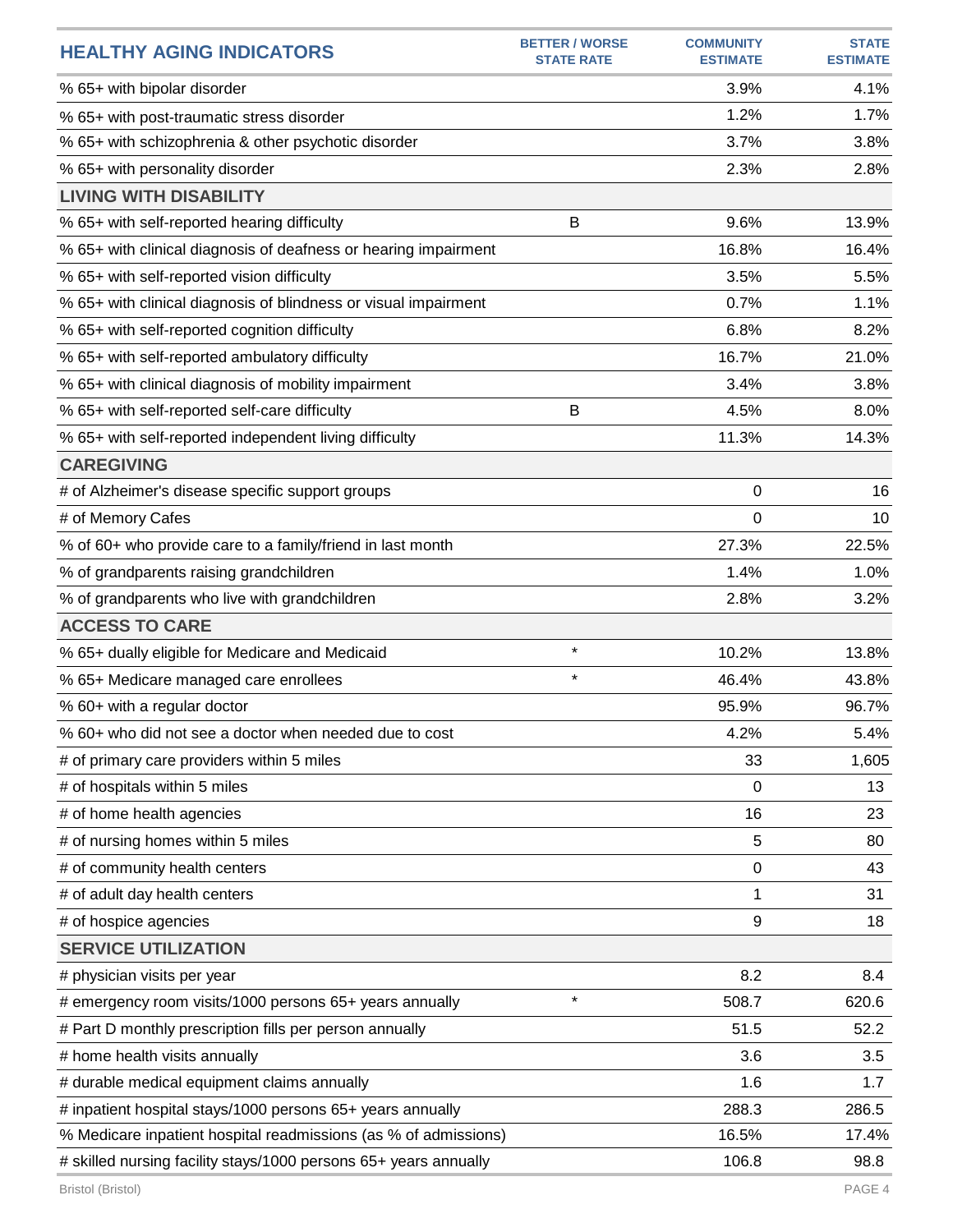| HEALTHY AGING INDICATORS | BETTER / WORSE STATE RATE | COMMUNITY ESTIMATE | STATE ESTIMATE |
|---|---|---|---|
| % 65+ with bipolar disorder | | 3.9% | 4.1% |
| % 65+ with post-traumatic stress disorder | | 1.2% | 1.7% |
| % 65+ with schizophrenia & other psychotic disorder | | 3.7% | 3.8% |
| % 65+ with personality disorder | | 2.3% | 2.8% |
| **LIVING WITH DISABILITY** | | | |
| % 65+ with self-reported hearing difficulty | B | 9.6% | 13.9% |
| % 65+ with clinical diagnosis of deafness or hearing impairment | | 16.8% | 16.4% |
| % 65+ with self-reported vision difficulty | | 3.5% | 5.5% |
| % 65+ with clinical diagnosis of blindness or visual impairment | | 0.7% | 1.1% |
| % 65+ with self-reported cognition difficulty | | 6.8% | 8.2% |
| % 65+ with self-reported ambulatory difficulty | | 16.7% | 21.0% |
| % 65+ with clinical diagnosis of mobility impairment | | 3.4% | 3.8% |
| % 65+ with self-reported self-care difficulty | B | 4.5% | 8.0% |
| % 65+ with self-reported independent living difficulty | | 11.3% | 14.3% |
| **CAREGIVING** | | | |
| # of Alzheimer's disease specific support groups | | 0 | 16 |
| # of Memory Cafes | | 0 | 10 |
| % of 60+ who provide care to a family/friend in last month | | 27.3% | 22.5% |
| % of grandparents raising grandchildren | | 1.4% | 1.0% |
| % of grandparents who live with grandchildren | | 2.8% | 3.2% |
| **ACCESS TO CARE** | | | |
| % 65+ dually eligible for Medicare and Medicaid | * | 10.2% | 13.8% |
| % 65+ Medicare managed care enrollees | * | 46.4% | 43.8% |
| % 60+ with a regular doctor | | 95.9% | 96.7% |
| % 60+ who did not see a doctor when needed due to cost | | 4.2% | 5.4% |
| # of primary care providers within 5 miles | | 33 | 1,605 |
| # of hospitals within 5 miles | | 0 | 13 |
| # of home health agencies | | 16 | 23 |
| # of nursing homes within 5 miles | | 5 | 80 |
| # of community health centers | | 0 | 43 |
| # of adult day health centers | | 1 | 31 |
| # of hospice agencies | | 9 | 18 |
| **SERVICE UTILIZATION** | | | |
| # physician visits per year | | 8.2 | 8.4 |
| # emergency room visits/1000 persons 65+ years annually | * | 508.7 | 620.6 |
| # Part D monthly prescription fills per person annually | | 51.5 | 52.2 |
| # home health visits annually | | 3.6 | 3.5 |
| # durable medical equipment claims annually | | 1.6 | 1.7 |
| # inpatient hospital stays/1000 persons 65+ years annually | | 288.3 | 286.5 |
| % Medicare inpatient hospital readmissions (as % of admissions) | | 16.5% | 17.4% |
| # skilled nursing facility stays/1000 persons 65+ years annually | | 106.8 | 98.8 |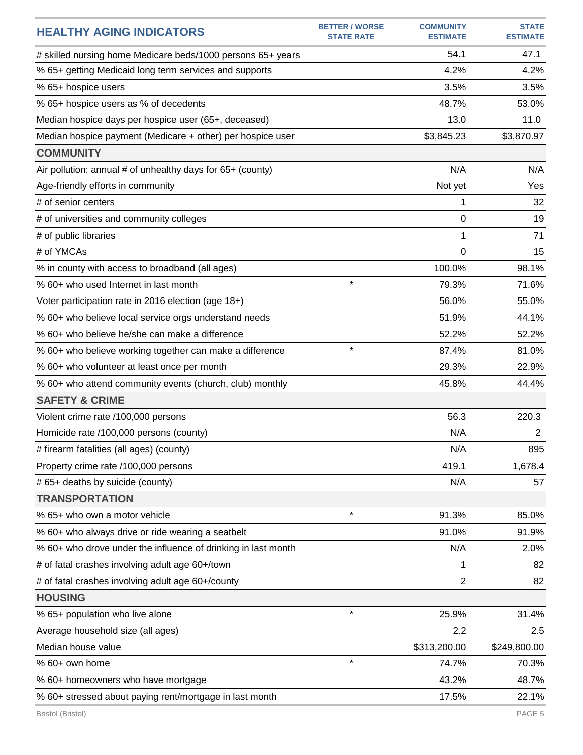| HEALTHY AGING INDICATORS | BETTER / WORSE STATE RATE | COMMUNITY ESTIMATE | STATE ESTIMATE |
|---|---|---|---|
| # skilled nursing home Medicare beds/1000 persons 65+ years | | 54.1 | 47.1 |
| % 65+ getting Medicaid long term services and supports | | 4.2% | 4.2% |
| % 65+ hospice users | | 3.5% | 3.5% |
| % 65+ hospice users as % of decedents | | 48.7% | 53.0% |
| Median hospice days per hospice user (65+, deceased) | | 13.0 | 11.0 |
| Median hospice payment (Medicare + other) per hospice user | | $3,845.23 | $3,870.97 |
| **COMMUNITY** | | | |
| Air pollution: annual # of unhealthy days for 65+ (county) | | N/A | N/A |
| Age-friendly efforts in community | | Not yet | Yes |
| # of senior centers | | 1 | 32 |
| # of universities and community colleges | | 0 | 19 |
| # of public libraries | | 1 | 71 |
| # of YMCAs | | 0 | 15 |
| % in county with access to broadband (all ages) | | 100.0% | 98.1% |
| % 60+ who used Internet in last month | * | 79.3% | 71.6% |
| Voter participation rate in 2016 election (age 18+) | | 56.0% | 55.0% |
| % 60+ who believe local service orgs understand needs | | 51.9% | 44.1% |
| % 60+ who believe he/she can make a difference | | 52.2% | 52.2% |
| % 60+ who believe working together can make a difference | * | 87.4% | 81.0% |
| % 60+ who volunteer at least once per month | | 29.3% | 22.9% |
| % 60+ who attend community events (church, club) monthly | | 45.8% | 44.4% |
| **SAFETY & CRIME** | | | |
| Violent crime rate /100,000 persons | | 56.3 | 220.3 |
| Homicide rate /100,000 persons (county) | | N/A | 2 |
| # firearm fatalities (all ages) (county) | | N/A | 895 |
| Property crime rate /100,000 persons | | 419.1 | 1,678.4 |
| # 65+ deaths by suicide (county) | | N/A | 57 |
| **TRANSPORTATION** | | | |
| % 65+ who own a motor vehicle | * | 91.3% | 85.0% |
| % 60+ who always drive or ride wearing a seatbelt | | 91.0% | 91.9% |
| % 60+ who drove under the influence of drinking in last month | | N/A | 2.0% |
| # of fatal crashes involving adult age 60+/town | | 1 | 82 |
| # of fatal crashes involving adult age 60+/county | | 2 | 82 |
| **HOUSING** | | | |
| % 65+ population who live alone | * | 25.9% | 31.4% |
| Average household size (all ages) | | 2.2 | 2.5 |
| Median house value | | $313,200.00 | $249,800.00 |
| % 60+ own home | * | 74.7% | 70.3% |
| % 60+ homeowners who have mortgage | | 43.2% | 48.7% |
| % 60+ stressed about paying rent/mortgage in last month | | 17.5% | 22.1% |

Bristol (Bristol)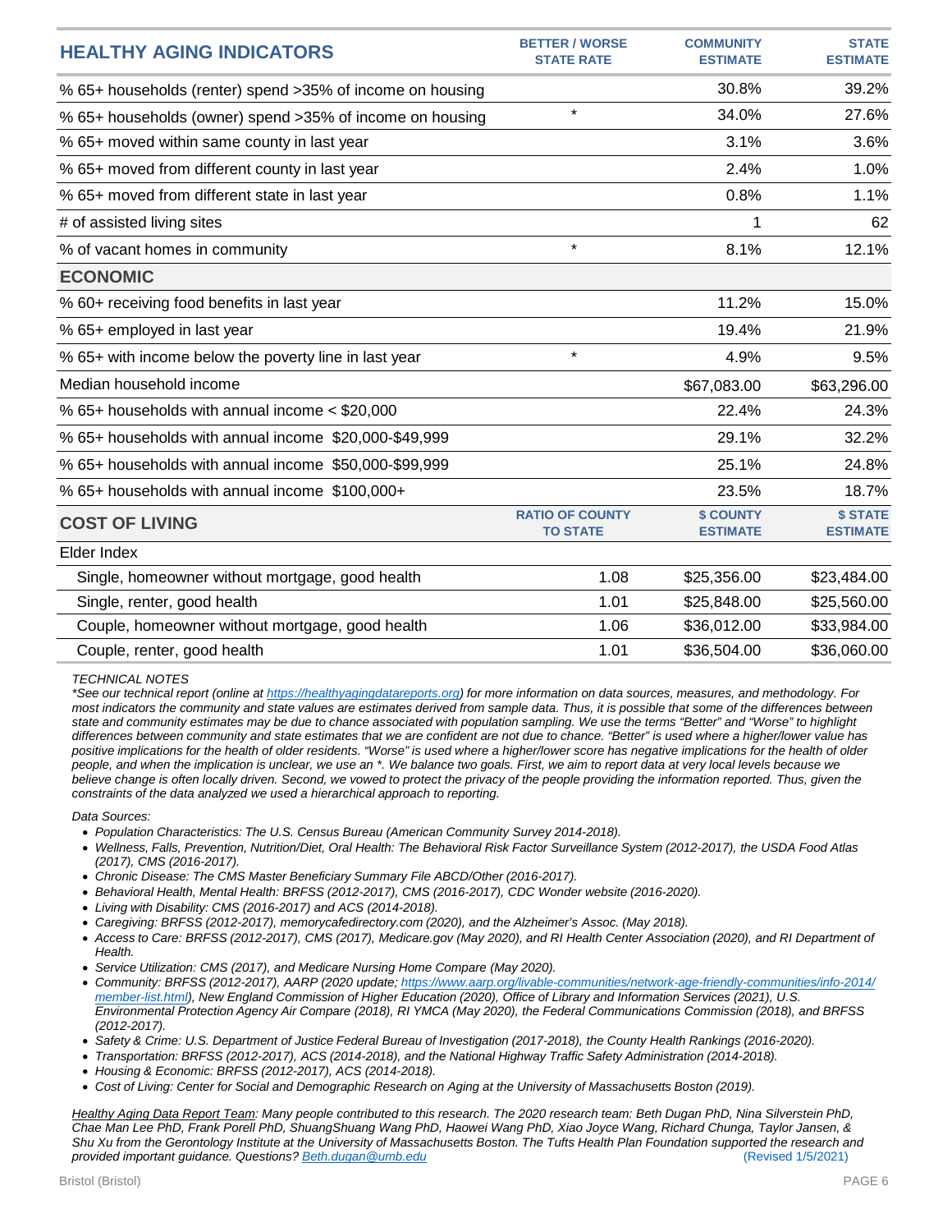| HEALTHY AGING INDICATORS | BETTER / WORSE STATE RATE | COMMUNITY ESTIMATE | STATE ESTIMATE |
|---|---|---|---|
| % 65+ households (renter) spend >35% of income on housing | | 30.8% | 39.2% |
| % 65+ households (owner) spend >35% of income on housing | * | 34.0% | 27.6% |
| % 65+ moved within same county in last year | | 3.1% | 3.6% |
| % 65+ moved from different county in last year | | 2.4% | 1.0% |
| % 65+ moved from different state in last year | | 0.8% | 1.1% |
| # of assisted living sites | | 1 | 62 |
| % of vacant homes in community | * | 8.1% | 12.1% |
| **ECONOMIC** | | | |
| % 60+ receiving food benefits in last year | | 11.2% | 15.0% |
| % 65+ employed in last year | | 19.4% | 21.9% |
| % 65+ with income below the poverty line in last year | * | 4.9% | 9.5% |
| Median household income | | $67,083.00 | $63,296.00 |
| % 65+ households with annual income < $20,000 | | 22.4% | 24.3% |
| % 65+ households with annual income $20,000-$49,999 | | 29.1% | 32.2% |
| % 65+ households with annual income $50,000-$99,999 | | 25.1% | 24.8% |
| % 65+ households with annual income $100,000+ | | 23.5% | 18.7% |

| COST OF LIVING | RATIO OF COUNTY TO STATE | $ COUNTY ESTIMATE | $ STATE ESTIMATE |
|---|---|---|---|
| Elder Index | | | |
| Single, homeowner without mortgage, good health | 1.08 | $25,356.00 | $23,484.00 |
| Single, renter, good health | 1.01 | $25,848.00 | $25,560.00 |
| Couple, homeowner without mortgage, good health | 1.06 | $36,012.00 | $33,984.00 |
| Couple, renter, good health | 1.01 | $36,504.00 | $36,060.00 |

*TECHNICAL NOTES*

*\*See our technical report (online at https://healthyagingdatareports.org) for more information on data sources, measures, and methodology. For most indicators the community and state values are estimates derived from sample data. Thus, it is possible that some of the differences between state and community estimates may be due to chance associated with population sampling. We use the terms "Better" and "Worse" to highlight differences between community and state estimates that we are confident are not due to chance. "Better" is used where a higher/lower value has positive implications for the health of older residents. "Worse" is used where a higher/lower score has negative implications for the health of older people, and when the implication is unclear, we use an \*. We balance two goals. First, we aim to report data at very local levels because we believe change is often locally driven. Second, we vowed to protect the privacy of the people providing the information reported. Thus, given the constraints of the data analyzed we used a hierarchical approach to reporting.*

*Data Sources:*

- *Population Characteristics: The U.S. Census Bureau (American Community Survey 2014-2018).*
- *Wellness, Falls, Prevention, Nutrition/Diet, Oral Health: The Behavioral Risk Factor Surveillance System (2012-2017), the USDA Food Atlas (2017), CMS (2016-2017).*
- *Chronic Disease: The CMS Master Beneficiary Summary File ABCD/Other (2016-2017).*
- *Behavioral Health, Mental Health: BRFSS (2012-2017), CMS (2016-2017), CDC Wonder website (2016-2020).*
- *Living with Disability: CMS (2016-2017) and ACS (2014-2018).*
- *Caregiving: BRFSS (2012-2017), memorycafedirectory.com (2020), and the Alzheimer's Assoc. (May 2018).*
- *Access to Care: BRFSS (2012-2017), CMS (2017), Medicare.gov (May 2020), and RI Health Center Association (2020), and RI Department of Health.*
- *Service Utilization: CMS (2017), and Medicare Nursing Home Compare (May 2020).*
- *Community: BRFSS (2012-2017), AARP (2020 update; https://www.aarp.org/livable-communities/network-age-friendly-communities/info-2014/member-list.html), New England Commission of Higher Education (2020), Office of Library and Information Services (2021), U.S. Environmental Protection Agency Air Compare (2018), RI YMCA (May 2020), the Federal Communications Commission (2018), and BRFSS (2012-2017).*
- *Safety & Crime: U.S. Department of Justice Federal Bureau of Investigation (2017-2018), the County Health Rankings (2016-2020).*
- *Transportation: BRFSS (2012-2017), ACS (2014-2018), and the National Highway Traffic Safety Administration (2014-2018).*
- *Housing & Economic: BRFSS (2012-2017), ACS (2014-2018).*
- *Cost of Living: Center for Social and Demographic Research on Aging at the University of Massachusetts Boston (2019).*

*Healthy Aging Data Report Team: Many people contributed to this research. The 2020 research team: Beth Dugan PhD, Nina Silverstein PhD, Chae Man Lee PhD, Frank Porell PhD, ShuangShuang Wang PhD, Haowei Wang PhD, Xiao Joyce Wang, Richard Chunga, Taylor Jansen, & Shu Xu from the Gerontology Institute at the University of Massachusetts Boston. The Tufts Health Plan Foundation supported the research and provided important guidance. Questions? Beth.dugan@umb.edu* (Revised 1/5/2021)